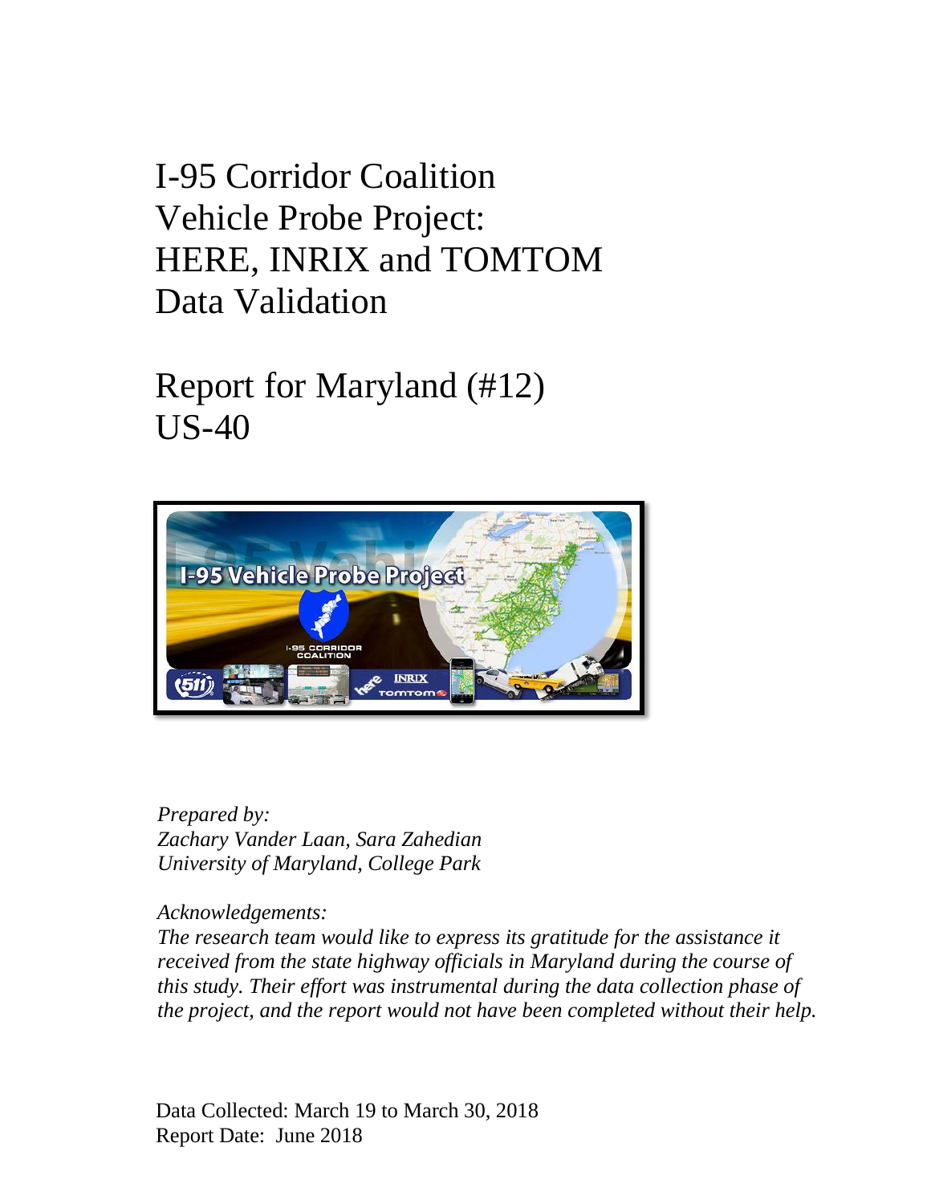# I-95 Corridor Coalition Vehicle Probe Project: HERE, INRIX and TOMTOM Data Validation

## Report for Maryland (#12) US-40

*Prepared by:*
*Zachary Vander Laan, Sara Zahedian*
*University of Maryland, College Park*

*Acknowledgements:*
*The research team would like to express its gratitude for the assistance it received from the state highway officials in Maryland during the course of this study. Their effort was instrumental during the data collection phase of the project, and the report would not have been completed without their help.*

Data Collected: March 19 to March 30, 2018
Report Date: June 2018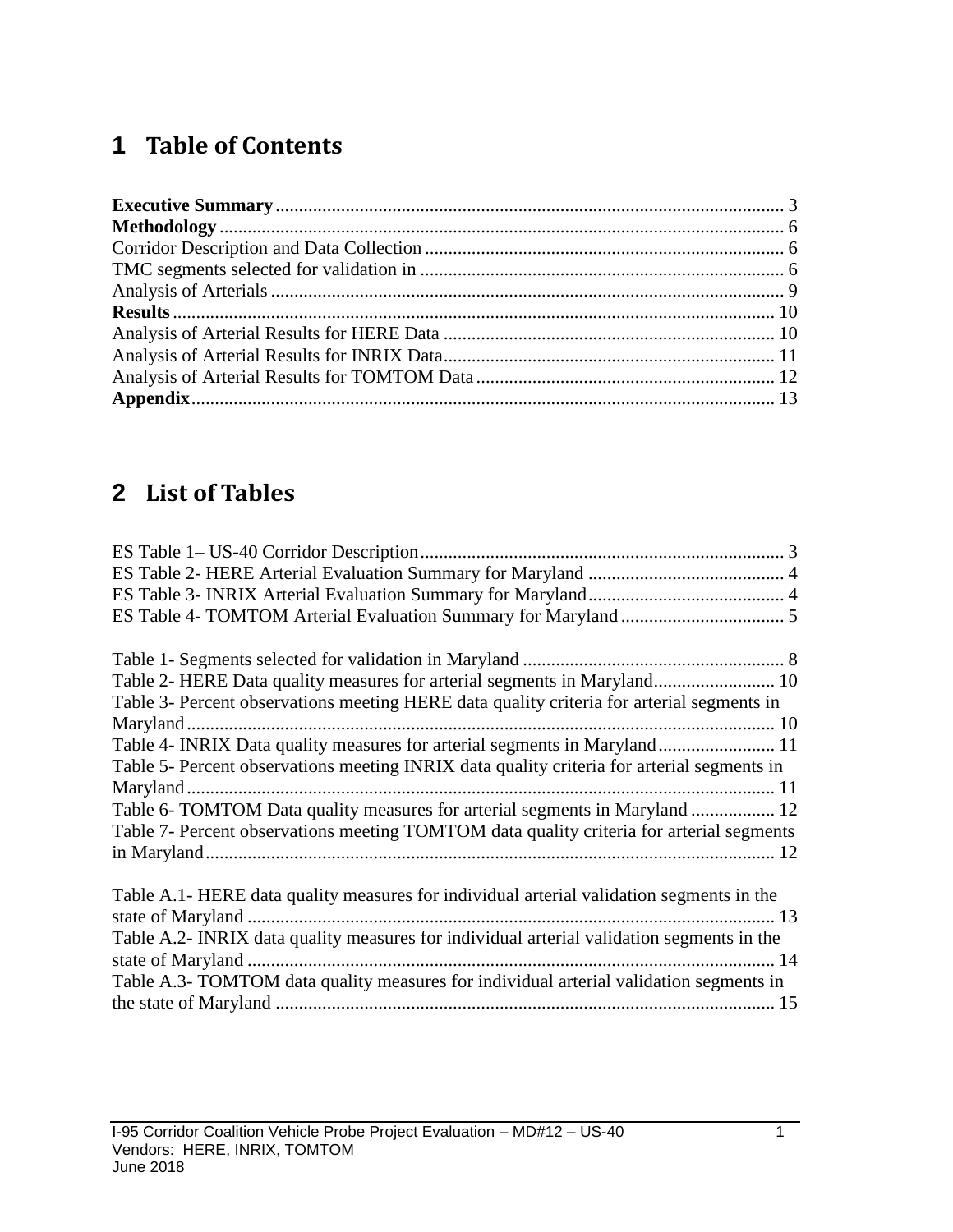# 1 Table of Contents

**Executive Summary** ........................................................................................................... 3
**Methodology** ....................................................................................................................... 6
Corridor Description and Data Collection ............................................................................ 6
TMC segments selected for validation in ............................................................................ 6
Analysis of Arterials ............................................................................................................ 9
**Results** ............................................................................................................................... 10
Analysis of Arterial Results for HERE Data ...................................................................... 10
Analysis of Arterial Results for INRIX Data ...................................................................... 11
Analysis of Arterial Results for TOMTOM Data ............................................................... 12
**Appendix** ........................................................................................................................... 13

# 2 List of Tables

ES Table 1– US-40 Corridor Description ............................................................................ 3
ES Table 2- HERE Arterial Evaluation Summary for Maryland .......................................... 4
ES Table 3- INRIX Arterial Evaluation Summary for Maryland .......................................... 4
ES Table 4- TOMTOM Arterial Evaluation Summary for Maryland ................................... 5

Table 1- Segments selected for validation in Maryland ....................................................... 8
Table 2- HERE Data quality measures for arterial segments in Maryland .......................... 10
Table 3- Percent observations meeting HERE data quality criteria for arterial segments in Maryland ............................................................................................................................ 10
Table 4- INRIX Data quality measures for arterial segments in Maryland ......................... 11
Table 5- Percent observations meeting INRIX data quality criteria for arterial segments in Maryland ............................................................................................................................ 11
Table 6- TOMTOM Data quality measures for arterial segments in Maryland .................. 12
Table 7- Percent observations meeting TOMTOM data quality criteria for arterial segments in Maryland ........................................................................................................................ 12

Table A.1- HERE data quality measures for individual arterial validation segments in the state of Maryland ............................................................................................................... 13
Table A.2- INRIX data quality measures for individual arterial validation segments in the state of Maryland ............................................................................................................... 14
Table A.3- TOMTOM data quality measures for individual arterial validation segments in the state of Maryland .......................................................................................................... 15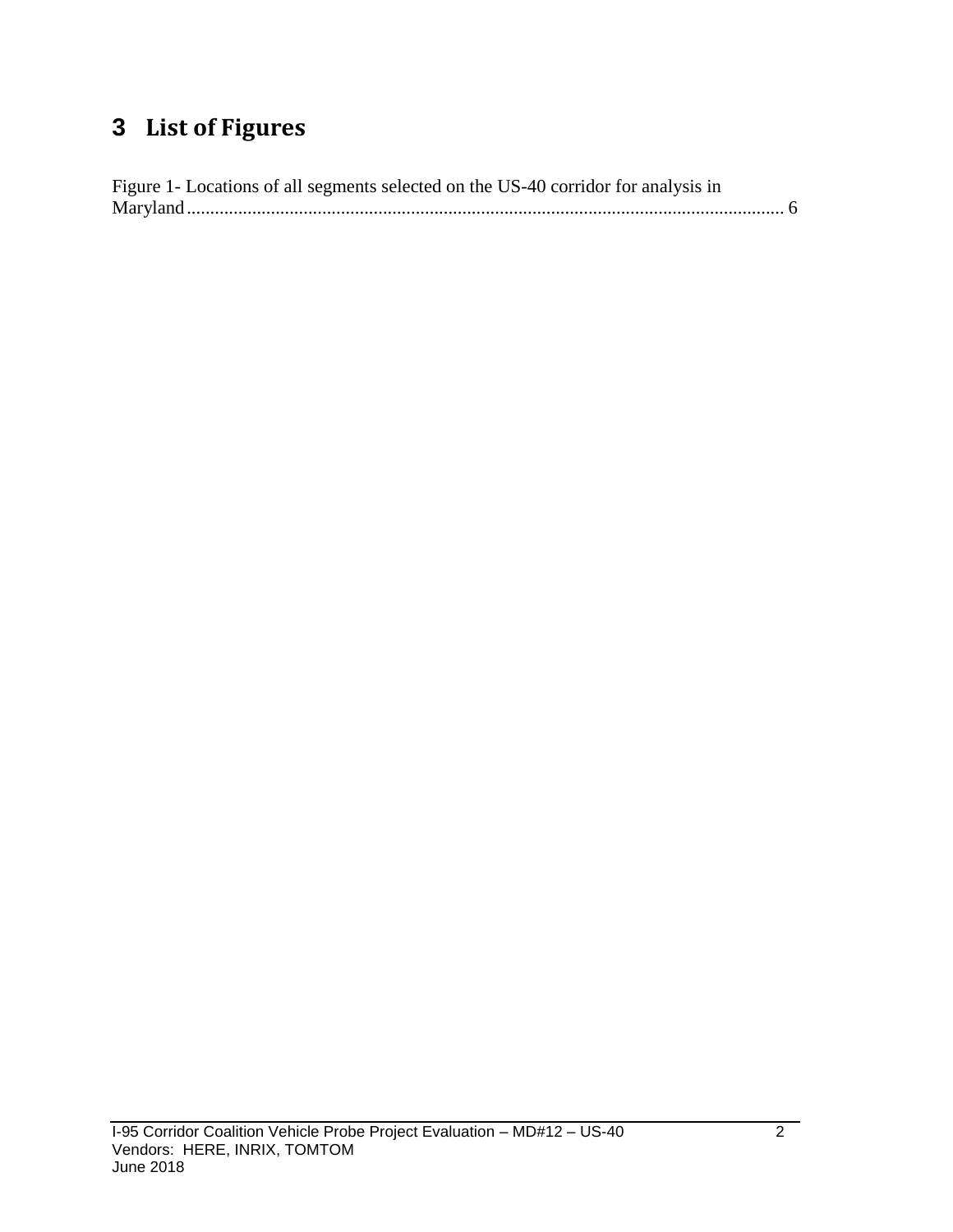# 3 List of Figures

Figure 1- Locations of all segments selected on the US-40 corridor for analysis in Maryland................................................................................................................................. 6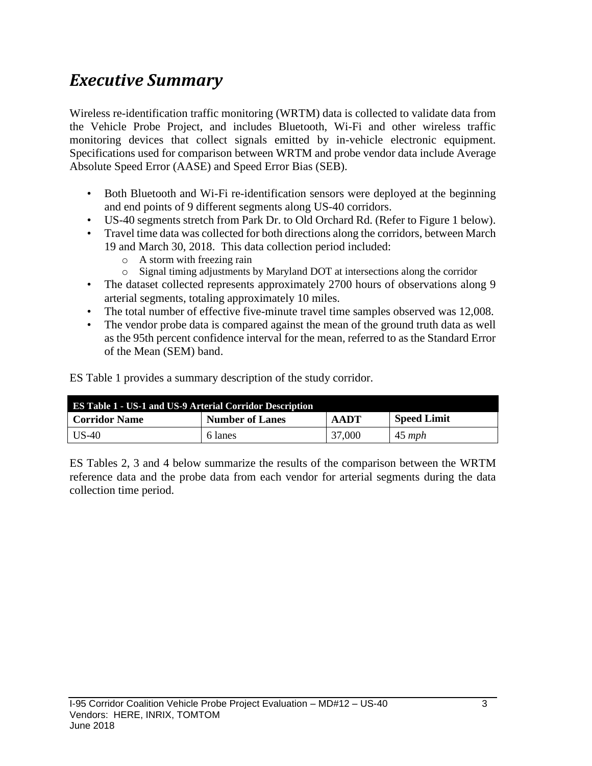## *Executive Summary*

Wireless re-identification traffic monitoring (WRTM) data is collected to validate data from the Vehicle Probe Project, and includes Bluetooth, Wi-Fi and other wireless traffic monitoring devices that collect signals emitted by in-vehicle electronic equipment. Specifications used for comparison between WRTM and probe vendor data include Average Absolute Speed Error (AASE) and Speed Error Bias (SEB).

- Both Bluetooth and Wi-Fi re-identification sensors were deployed at the beginning and end points of 9 different segments along US-40 corridors.
- US-40 segments stretch from Park Dr. to Old Orchard Rd. (Refer to Figure 1 below).
- Travel time data was collected for both directions along the corridors, between March 19 and March 30, 2018. This data collection period included:
  - A storm with freezing rain
  - Signal timing adjustments by Maryland DOT at intersections along the corridor
- The dataset collected represents approximately 2700 hours of observations along 9 arterial segments, totaling approximately 10 miles.
- The total number of effective five-minute travel time samples observed was 12,008.
- The vendor probe data is compared against the mean of the ground truth data as well as the 95th percent confidence interval for the mean, referred to as the Standard Error of the Mean (SEM) band.

ES Table 1 provides a summary description of the study corridor.

**ES Table 1 - US-1 and US-9 Arterial Corridor Description**

| Corridor Name | Number of Lanes | AADT | Speed Limit |
|---|---|---|---|
| US-40 | 6 lanes | 37,000 | 45 *mph* |

ES Tables 2, 3 and 4 below summarize the results of the comparison between the WRTM reference data and the probe data from each vendor for arterial segments during the data collection time period.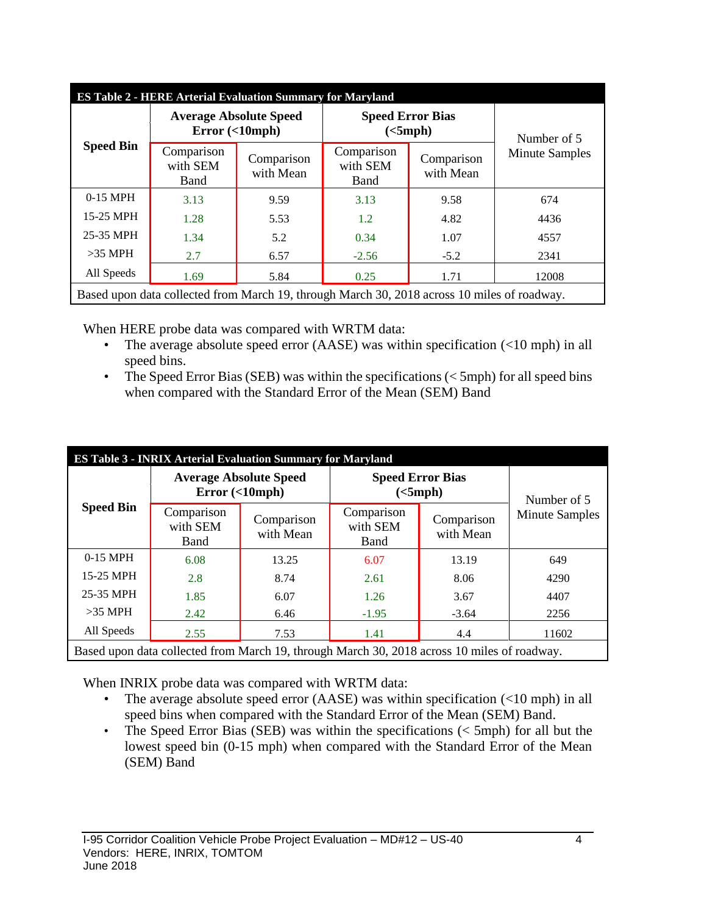| ES Table 2 - HERE Arterial Evaluation Summary for Maryland | | | | | |
|---|---|---|---|---|---|
| **Speed Bin** | **Average Absolute Speed Error (<10mph)** | | **Speed Error Bias (<5mph)** | | Number of 5 Minute Samples |
| | Comparison with SEM Band | Comparison with Mean | Comparison with SEM Band | Comparison with Mean | |
| 0-15 MPH | 3.13 | 9.59 | 3.13 | 9.58 | 674 |
| 15-25 MPH | 1.28 | 5.53 | 1.2 | 4.82 | 4436 |
| 25-35 MPH | 1.34 | 5.2 | 0.34 | 1.07 | 4557 |
| >35 MPH | 2.7 | 6.57 | -2.56 | -5.2 | 2341 |
| All Speeds | 1.69 | 5.84 | 0.25 | 1.71 | 12008 |
| Based upon data collected from March 19, through March 30, 2018 across 10 miles of roadway. | | | | | |

When HERE probe data was compared with WRTM data:

- The average absolute speed error (AASE) was within specification (<10 mph) in all speed bins.
- The Speed Error Bias (SEB) was within the specifications (< 5mph) for all speed bins when compared with the Standard Error of the Mean (SEM) Band

| ES Table 3 - INRIX Arterial Evaluation Summary for Maryland | | | | | |
|---|---|---|---|---|---|
| **Speed Bin** | **Average Absolute Speed Error (<10mph)** | | **Speed Error Bias (<5mph)** | | Number of 5 Minute Samples |
| | Comparison with SEM Band | Comparison with Mean | Comparison with SEM Band | Comparison with Mean | |
| 0-15 MPH | 6.08 | 13.25 | 6.07 | 13.19 | 649 |
| 15-25 MPH | 2.8 | 8.74 | 2.61 | 8.06 | 4290 |
| 25-35 MPH | 1.85 | 6.07 | 1.26 | 3.67 | 4407 |
| >35 MPH | 2.42 | 6.46 | -1.95 | -3.64 | 2256 |
| All Speeds | 2.55 | 7.53 | 1.41 | 4.4 | 11602 |
| Based upon data collected from March 19, through March 30, 2018 across 10 miles of roadway. | | | | | |

When INRIX probe data was compared with WRTM data:

- The average absolute speed error (AASE) was within specification (<10 mph) in all speed bins when compared with the Standard Error of the Mean (SEM) Band.
- The Speed Error Bias (SEB) was within the specifications (< 5mph) for all but the lowest speed bin (0-15 mph) when compared with the Standard Error of the Mean (SEM) Band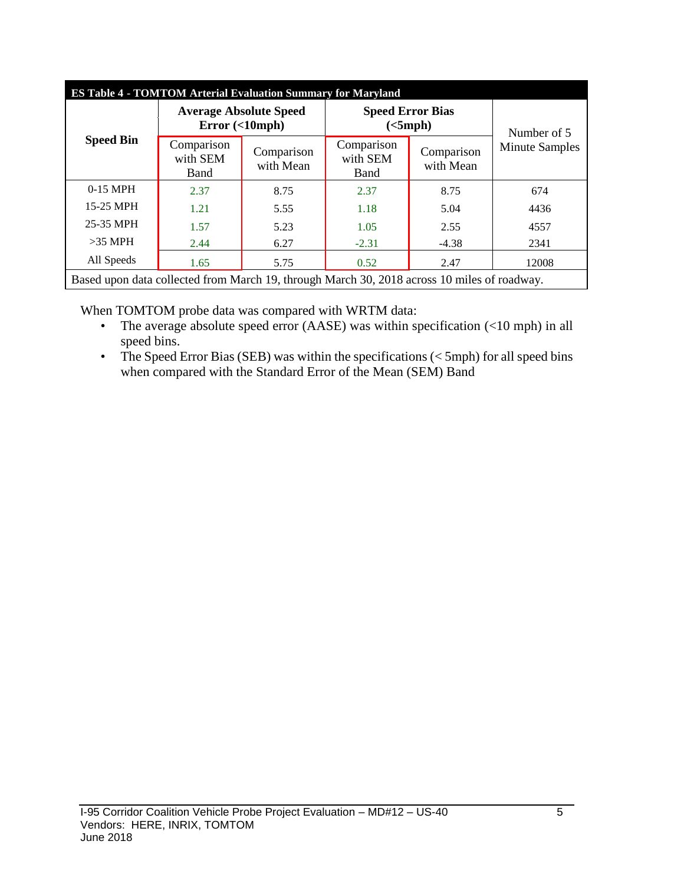| ES Table 4 - TOMTOM Arterial Evaluation Summary for Maryland | | | | | |
|---|---|---|---|---|---|
| **Speed Bin** | **Average Absolute Speed Error (<10mph)** | | **Speed Error Bias (<5mph)** | | Number of 5 Minute Samples |
| | Comparison with SEM Band | Comparison with Mean | Comparison with SEM Band | Comparison with Mean | |
| 0-15 MPH | 2.37 | 8.75 | 2.37 | 8.75 | 674 |
| 15-25 MPH | 1.21 | 5.55 | 1.18 | 5.04 | 4436 |
| 25-35 MPH | 1.57 | 5.23 | 1.05 | 2.55 | 4557 |
| >35 MPH | 2.44 | 6.27 | -2.31 | -4.38 | 2341 |
| All Speeds | 1.65 | 5.75 | 0.52 | 2.47 | 12008 |
| Based upon data collected from March 19, through March 30, 2018 across 10 miles of roadway. | | | | | |

When TOMTOM probe data was compared with WRTM data:

- The average absolute speed error (AASE) was within specification (<10 mph) in all speed bins.
- The Speed Error Bias (SEB) was within the specifications (< 5mph) for all speed bins when compared with the Standard Error of the Mean (SEM) Band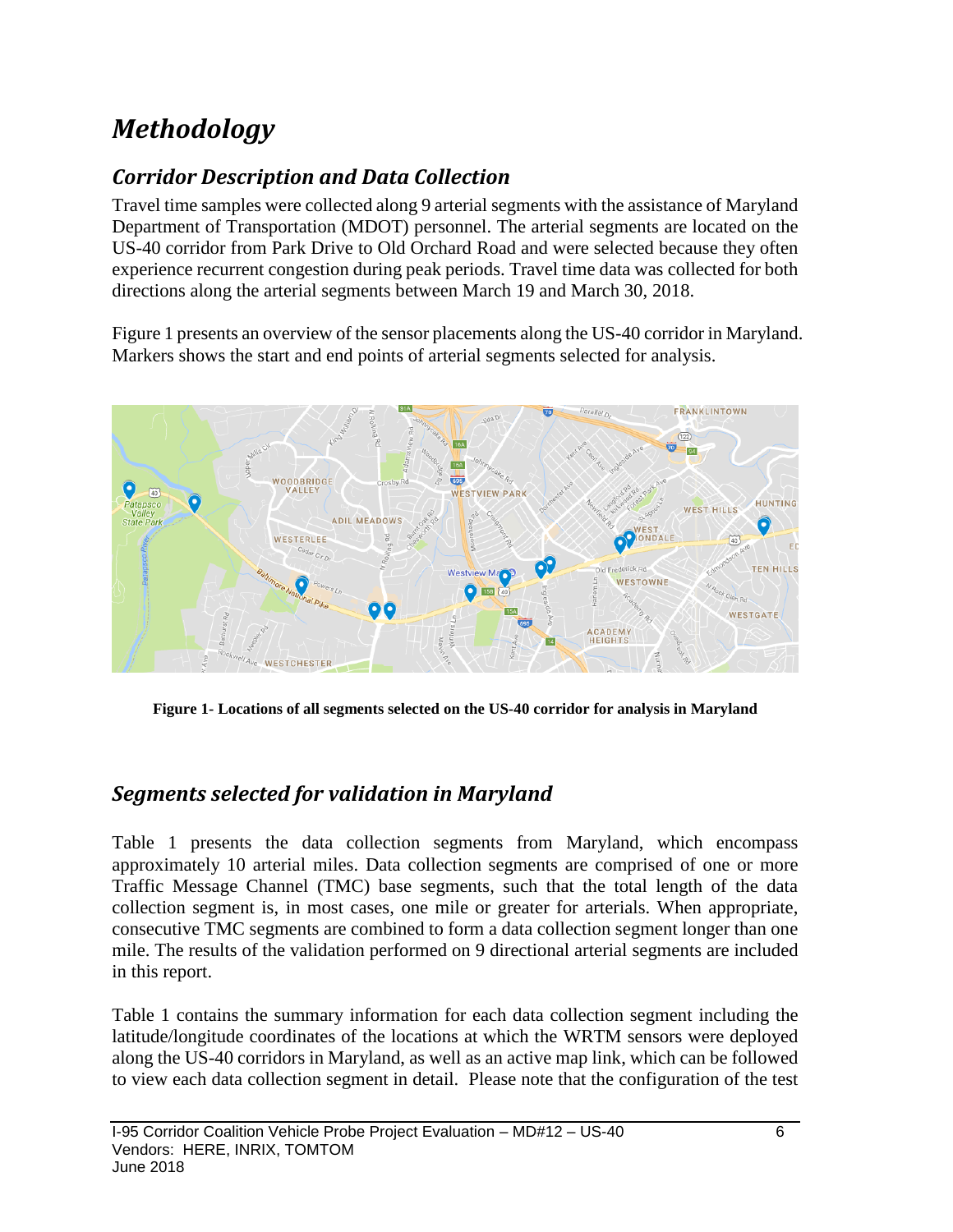# *Methodology*

## *Corridor Description and Data Collection*

Travel time samples were collected along 9 arterial segments with the assistance of Maryland Department of Transportation (MDOT) personnel. The arterial segments are located on the US-40 corridor from Park Drive to Old Orchard Road and were selected because they often experience recurrent congestion during peak periods. Travel time data was collected for both directions along the arterial segments between March 19 and March 30, 2018.

Figure 1 presents an overview of the sensor placements along the US-40 corridor in Maryland. Markers shows the start and end points of arterial segments selected for analysis.

**Figure 1- Locations of all segments selected on the US-40 corridor for analysis in Maryland**

## *Segments selected for validation in Maryland*

Table 1 presents the data collection segments from Maryland, which encompass approximately 10 arterial miles. Data collection segments are comprised of one or more Traffic Message Channel (TMC) base segments, such that the total length of the data collection segment is, in most cases, one mile or greater for arterials. When appropriate, consecutive TMC segments are combined to form a data collection segment longer than one mile. The results of the validation performed on 9 directional arterial segments are included in this report.

Table 1 contains the summary information for each data collection segment including the latitude/longitude coordinates of the locations at which the WRTM sensors were deployed along the US-40 corridors in Maryland, as well as an active map link, which can be followed to view each data collection segment in detail. Please note that the configuration of the test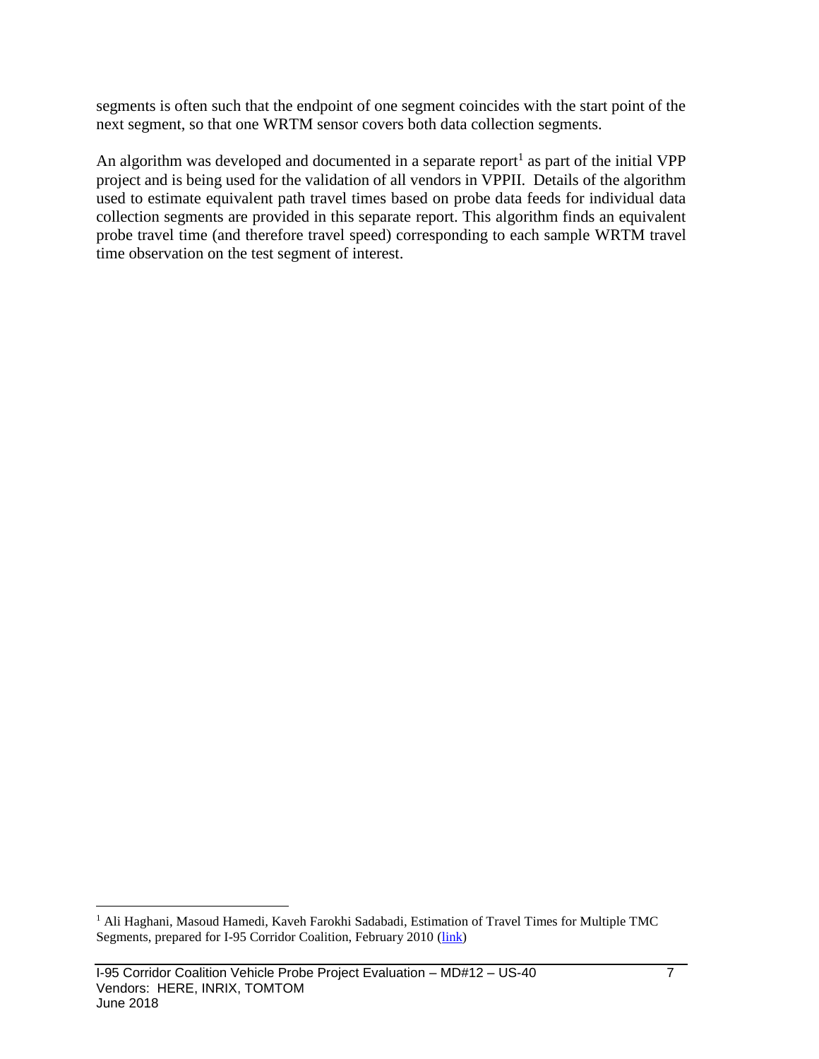segments is often such that the endpoint of one segment coincides with the start point of the next segment, so that one WRTM sensor covers both data collection segments.

An algorithm was developed and documented in a separate report[1] as part of the initial VPP project and is being used for the validation of all vendors in VPPII. Details of the algorithm used to estimate equivalent path travel times based on probe data feeds for individual data collection segments are provided in this separate report. This algorithm finds an equivalent probe travel time (and therefore travel speed) corresponding to each sample WRTM travel time observation on the test segment of interest.

---

[1] Ali Haghani, Masoud Hamedi, Kaveh Farokhi Sadabadi, Estimation of Travel Times for Multiple TMC Segments, prepared for I-95 Corridor Coalition, February 2010 (link)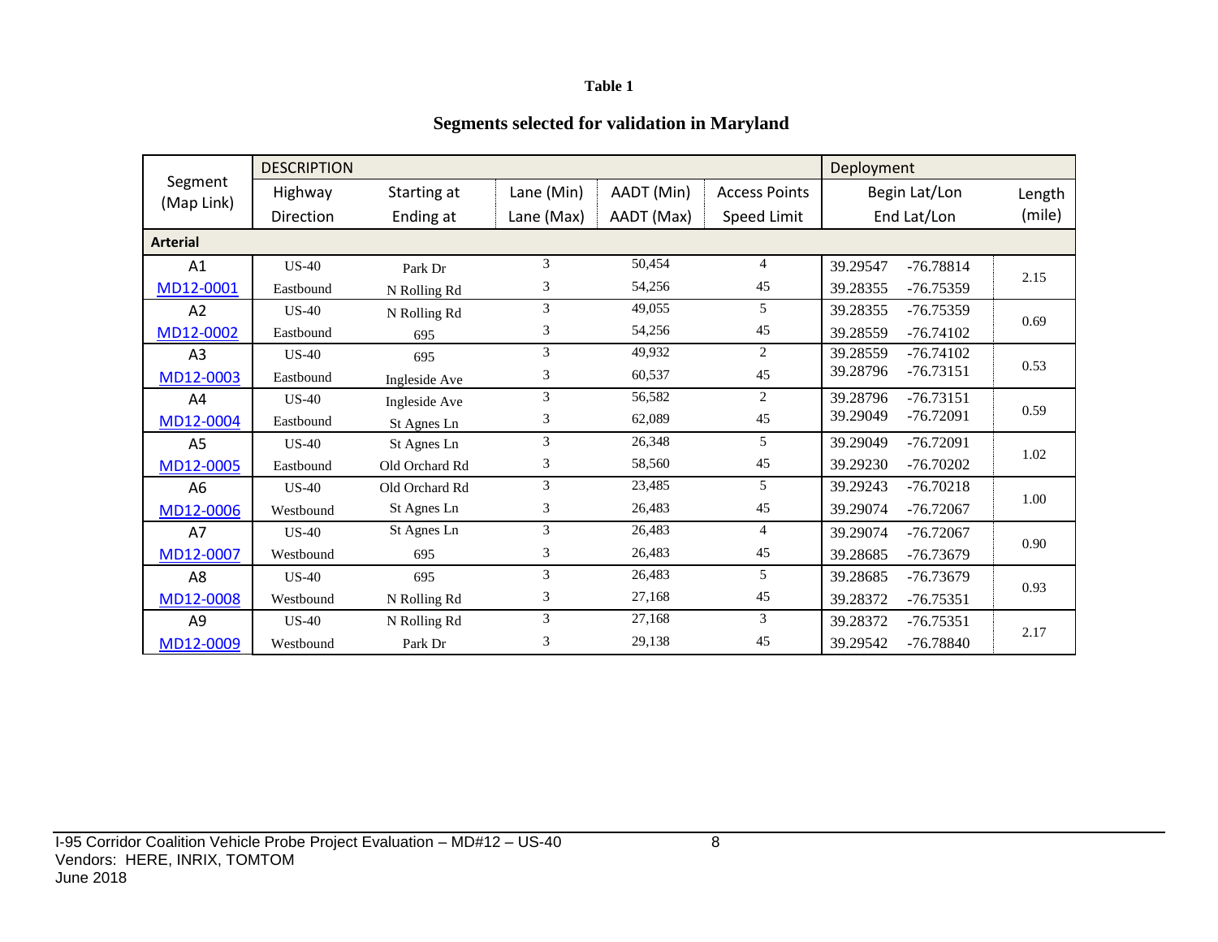**Table 1**

**Segments selected for validation in Maryland**

| Segment (Map Link) | DESCRIPTION | | | | | Deployment | |
|---|---|---|---|---|---|---|---|
| | Highway Direction | Starting at Ending at | Lane (Min) Lane (Max) | AADT (Min) AADT (Max) | Access Points Speed Limit | Begin Lat/Lon End Lat/Lon | Length (mile) |
| **Arterial** | | | | | | | |
| A1 MD12-0001 | US-40 Eastbound | Park Dr N Rolling Rd | 3 3 | 50,454 54,256 | 4 45 | 39.29547 -76.78814 39.28355 -76.75359 | 2.15 |
| A2 MD12-0002 | US-40 Eastbound | N Rolling Rd 695 | 3 3 | 49,055 54,256 | 5 45 | 39.28355 -76.75359 39.28559 -76.74102 | 0.69 |
| A3 MD12-0003 | US-40 Eastbound | 695 Ingleside Ave | 3 3 | 49,932 60,537 | 2 45 | 39.28559 -76.74102 39.28796 -76.73151 | 0.53 |
| A4 MD12-0004 | US-40 Eastbound | Ingleside Ave St Agnes Ln | 3 3 | 56,582 62,089 | 2 45 | 39.28796 -76.73151 39.29049 -76.72091 | 0.59 |
| A5 MD12-0005 | US-40 Eastbound | St Agnes Ln Old Orchard Rd | 3 3 | 26,348 58,560 | 5 45 | 39.29049 -76.72091 39.29230 -76.70202 | 1.02 |
| A6 MD12-0006 | US-40 Westbound | Old Orchard Rd St Agnes Ln | 3 3 | 23,485 26,483 | 5 45 | 39.29243 -76.70218 39.29074 -76.72067 | 1.00 |
| A7 MD12-0007 | US-40 Westbound | St Agnes Ln 695 | 3 3 | 26,483 26,483 | 4 45 | 39.29074 -76.72067 39.28685 -76.73679 | 0.90 |
| A8 MD12-0008 | US-40 Westbound | 695 N Rolling Rd | 3 3 | 26,483 27,168 | 5 45 | 39.28685 -76.73679 39.28372 -76.75351 | 0.93 |
| A9 MD12-0009 | US-40 Westbound | N Rolling Rd Park Dr | 3 3 | 27,168 29,138 | 3 45 | 39.28372 -76.75351 39.29542 -76.78840 | 2.17 |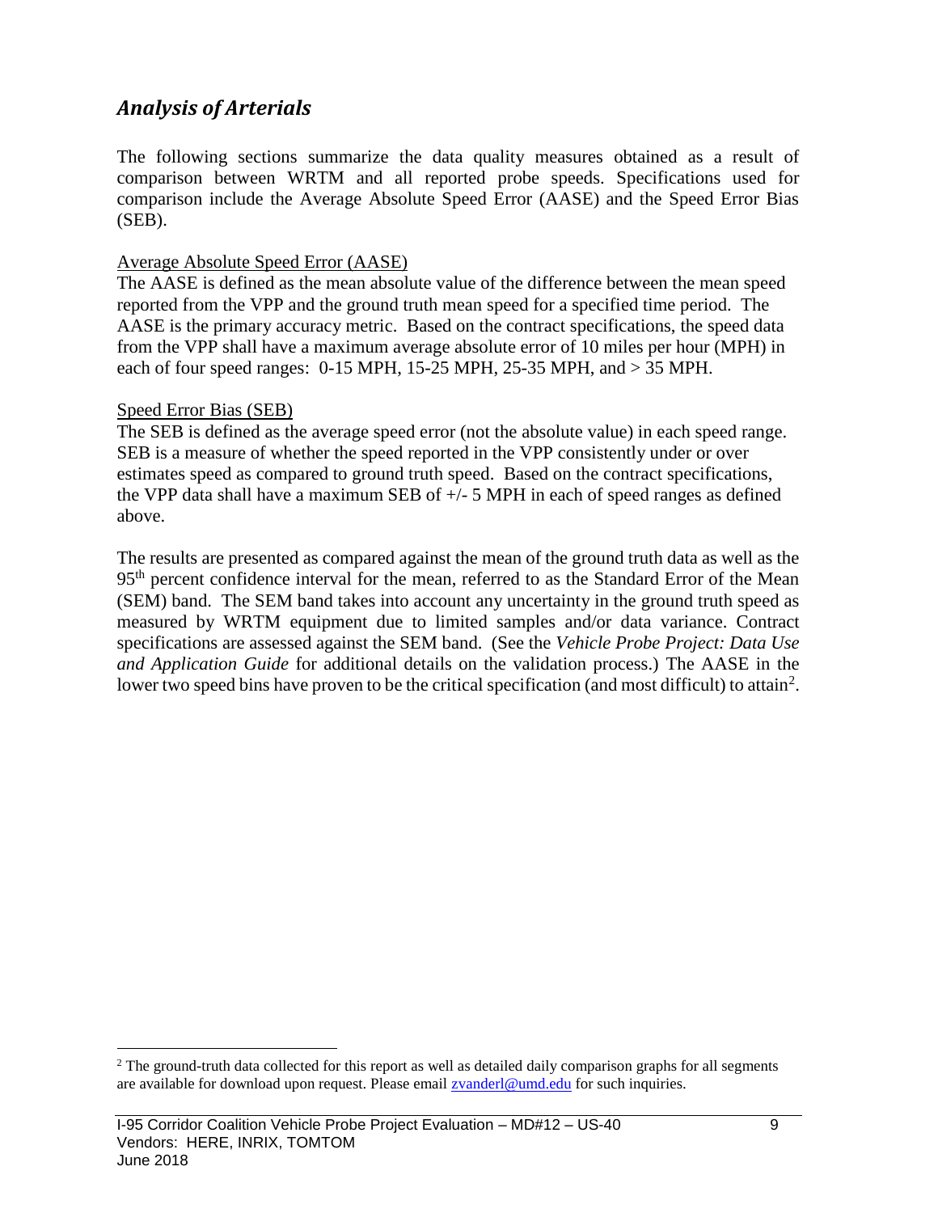## *Analysis of Arterials*

The following sections summarize the data quality measures obtained as a result of comparison between WRTM and all reported probe speeds. Specifications used for comparison include the Average Absolute Speed Error (AASE) and the Speed Error Bias (SEB).

Average Absolute Speed Error (AASE)

The AASE is defined as the mean absolute value of the difference between the mean speed reported from the VPP and the ground truth mean speed for a specified time period. The AASE is the primary accuracy metric. Based on the contract specifications, the speed data from the VPP shall have a maximum average absolute error of 10 miles per hour (MPH) in each of four speed ranges: 0-15 MPH, 15-25 MPH, 25-35 MPH, and > 35 MPH.

Speed Error Bias (SEB)

The SEB is defined as the average speed error (not the absolute value) in each speed range. SEB is a measure of whether the speed reported in the VPP consistently under or over estimates speed as compared to ground truth speed. Based on the contract specifications, the VPP data shall have a maximum SEB of +/- 5 MPH in each of speed ranges as defined above.

The results are presented as compared against the mean of the ground truth data as well as the 95th percent confidence interval for the mean, referred to as the Standard Error of the Mean (SEM) band. The SEM band takes into account any uncertainty in the ground truth speed as measured by WRTM equipment due to limited samples and/or data variance. Contract specifications are assessed against the SEM band. (See the *Vehicle Probe Project: Data Use and Application Guide* for additional details on the validation process.) The AASE in the lower two speed bins have proven to be the critical specification (and most difficult) to attain[2].

---

[2] The ground-truth data collected for this report as well as detailed daily comparison graphs for all segments are available for download upon request. Please email zvanderl@umd.edu for such inquiries.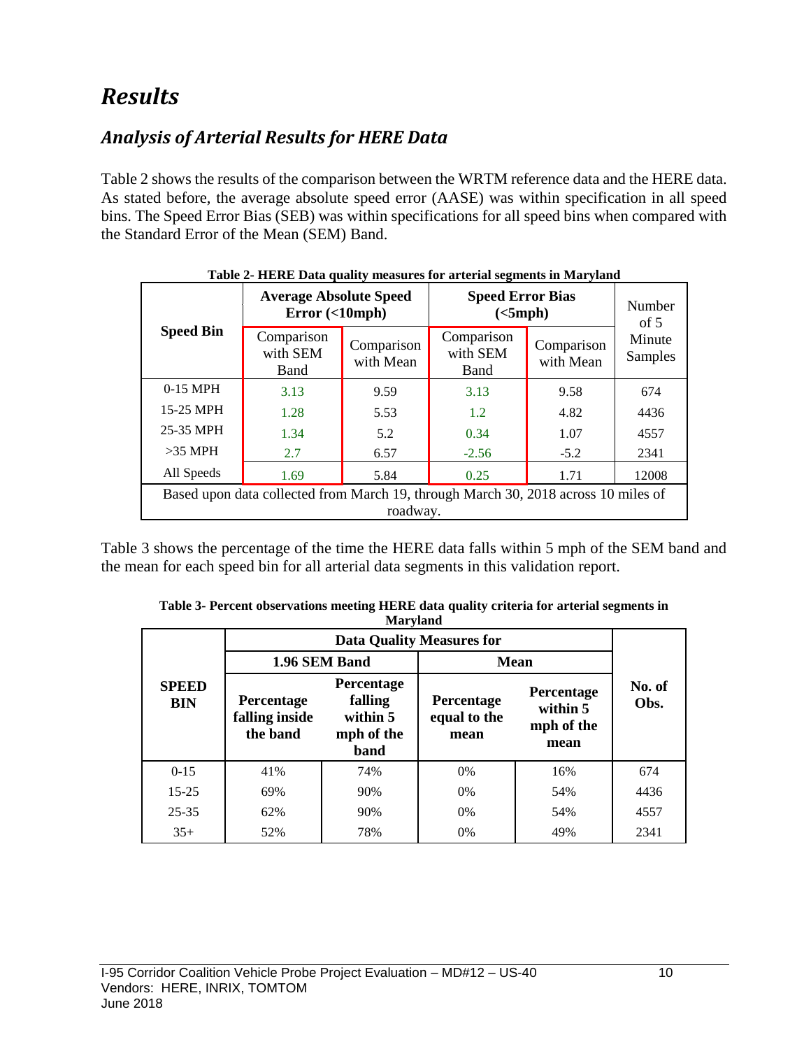# *Results*

## *Analysis of Arterial Results for HERE Data*

Table 2 shows the results of the comparison between the WRTM reference data and the HERE data. As stated before, the average absolute speed error (AASE) was within specification in all speed bins. The Speed Error Bias (SEB) was within specifications for all speed bins when compared with the Standard Error of the Mean (SEM) Band.

**Table 2- HERE Data quality measures for arterial segments in Maryland**

| Speed Bin | Average Absolute Speed Error (<10mph) | | Speed Error Bias (<5mph) | | Number of 5 Minute Samples |
|---|---|---|---|---|---|
| | Comparison with SEM Band | Comparison with Mean | Comparison with SEM Band | Comparison with Mean | |
| 0-15 MPH | 3.13 | 9.59 | 3.13 | 9.58 | 674 |
| 15-25 MPH | 1.28 | 5.53 | 1.2 | 4.82 | 4436 |
| 25-35 MPH | 1.34 | 5.2 | 0.34 | 1.07 | 4557 |
| >35 MPH | 2.7 | 6.57 | -2.56 | -5.2 | 2341 |
| All Speeds | 1.69 | 5.84 | 0.25 | 1.71 | 12008 |
| Based upon data collected from March 19, through March 30, 2018 across 10 miles of roadway. | | | | | |

Table 3 shows the percentage of the time the HERE data falls within 5 mph of the SEM band and the mean for each speed bin for all arterial data segments in this validation report.

**Table 3- Percent observations meeting HERE data quality criteria for arterial segments in Maryland**

| SPEED BIN | Data Quality Measures for | | | | No. of Obs. |
|---|---|---|---|---|---|
| | 1.96 SEM Band | | Mean | | |
| | Percentage falling inside the band | Percentage falling within 5 mph of the band | Percentage equal to the mean | Percentage within 5 mph of the mean | |
| 0-15 | 41% | 74% | 0% | 16% | 674 |
| 15-25 | 69% | 90% | 0% | 54% | 4436 |
| 25-35 | 62% | 90% | 0% | 54% | 4557 |
| 35+ | 52% | 78% | 0% | 49% | 2341 |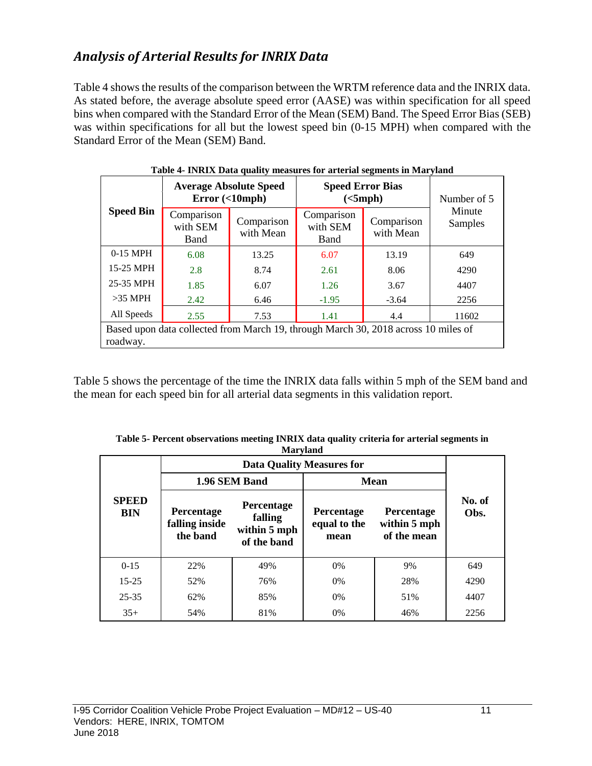## *Analysis of Arterial Results for INRIX Data*

Table 4 shows the results of the comparison between the WRTM reference data and the INRIX data. As stated before, the average absolute speed error (AASE) was within specification for all speed bins when compared with the Standard Error of the Mean (SEM) Band. The Speed Error Bias (SEB) was within specifications for all but the lowest speed bin (0-15 MPH) when compared with the Standard Error of the Mean (SEM) Band.

**Table 4- INRIX Data quality measures for arterial segments in Maryland**

| Speed Bin | Average Absolute Speed Error (<10mph) | | Speed Error Bias (<5mph) | | Number of 5 Minute Samples |
|---|---|---|---|---|---|
| | Comparison with SEM Band | Comparison with Mean | Comparison with SEM Band | Comparison with Mean | |
| 0-15 MPH | 6.08 | 13.25 | 6.07 | 13.19 | 649 |
| 15-25 MPH | 2.8 | 8.74 | 2.61 | 8.06 | 4290 |
| 25-35 MPH | 1.85 | 6.07 | 1.26 | 3.67 | 4407 |
| >35 MPH | 2.42 | 6.46 | -1.95 | -3.64 | 2256 |
| All Speeds | 2.55 | 7.53 | 1.41 | 4.4 | 11602 |
| Based upon data collected from March 19, through March 30, 2018 across 10 miles of roadway. | | | | | |

Table 5 shows the percentage of the time the INRIX data falls within 5 mph of the SEM band and the mean for each speed bin for all arterial data segments in this validation report.

**Table 5- Percent observations meeting INRIX data quality criteria for arterial segments in Maryland**

| SPEED BIN | Data Quality Measures for | | | | No. of Obs. |
|---|---|---|---|---|---|
| | 1.96 SEM Band | | Mean | | |
| | Percentage falling inside the band | Percentage falling within 5 mph of the band | Percentage equal to the mean | Percentage within 5 mph of the mean | |
| 0-15 | 22% | 49% | 0% | 9% | 649 |
| 15-25 | 52% | 76% | 0% | 28% | 4290 |
| 25-35 | 62% | 85% | 0% | 51% | 4407 |
| 35+ | 54% | 81% | 0% | 46% | 2256 |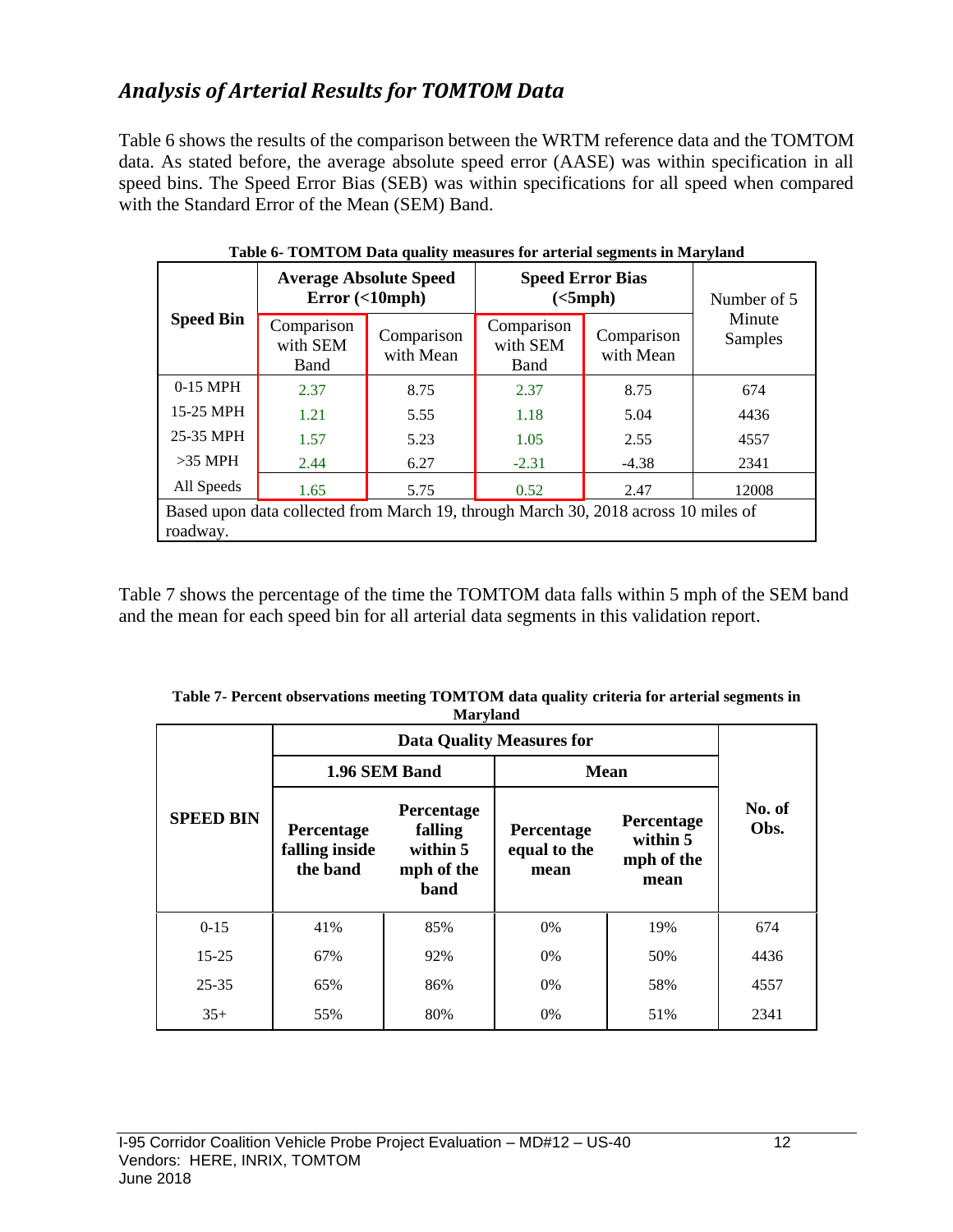## *Analysis of Arterial Results for TOMTOM Data*

Table 6 shows the results of the comparison between the WRTM reference data and the TOMTOM data. As stated before, the average absolute speed error (AASE) was within specification in all speed bins. The Speed Error Bias (SEB) was within specifications for all speed when compared with the Standard Error of the Mean (SEM) Band.

**Table 6- TOMTOM Data quality measures for arterial segments in Maryland**

| Speed Bin | Average Absolute Speed Error (<10mph) | | Speed Error Bias (<5mph) | | Number of 5 Minute Samples |
|---|---|---|---|---|---|
| | Comparison with SEM Band | Comparison with Mean | Comparison with SEM Band | Comparison with Mean | |
| 0-15 MPH | 2.37 | 8.75 | 2.37 | 8.75 | 674 |
| 15-25 MPH | 1.21 | 5.55 | 1.18 | 5.04 | 4436 |
| 25-35 MPH | 1.57 | 5.23 | 1.05 | 2.55 | 4557 |
| >35 MPH | 2.44 | 6.27 | -2.31 | -4.38 | 2341 |
| All Speeds | 1.65 | 5.75 | 0.52 | 2.47 | 12008 |
| Based upon data collected from March 19, through March 30, 2018 across 10 miles of roadway. | | | | | |

Table 7 shows the percentage of the time the TOMTOM data falls within 5 mph of the SEM band and the mean for each speed bin for all arterial data segments in this validation report.

**Table 7- Percent observations meeting TOMTOM data quality criteria for arterial segments in Maryland**

| SPEED BIN | Data Quality Measures for | | | | No. of Obs. |
|---|---|---|---|---|---|
| | 1.96 SEM Band | | Mean | | |
| | Percentage falling inside the band | Percentage falling within 5 mph of the band | Percentage equal to the mean | Percentage within 5 mph of the mean | |
| 0-15 | 41% | 85% | 0% | 19% | 674 |
| 15-25 | 67% | 92% | 0% | 50% | 4436 |
| 25-35 | 65% | 86% | 0% | 58% | 4557 |
| 35+ | 55% | 80% | 0% | 51% | 2341 |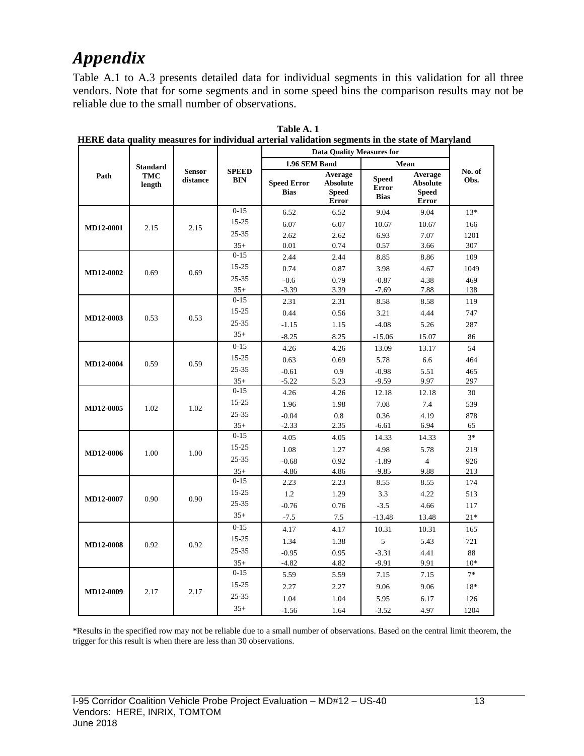# *Appendix*

Table A.1 to A.3 presents detailed data for individual segments in this validation for all three vendors. Note that for some segments and in some speed bins the comparison results may not be reliable due to the small number of observations.

**Table A. 1**
**HERE data quality measures for individual arterial validation segments in the state of Maryland**

| Path | Standard TMC length | Sensor distance | SPEED BIN | Data Quality Measures for | | | | No. of Obs. |
|---|---|---|---|---|---|---|---|---|
| | | | | 1.96 SEM Band | | Mean | | |
| | | | | Speed Error Bias | Average Absolute Speed Error | Speed Error Bias | Average Absolute Speed Error | |
| MD12-0001 | 2.15 | 2.15 | 0-15 | 6.52 | 6.52 | 9.04 | 9.04 | 13* |
| | | | 15-25 | 6.07 | 6.07 | 10.67 | 10.67 | 166 |
| | | | 25-35 | 2.62 | 2.62 | 6.93 | 7.07 | 1201 |
| | | | 35+ | 0.01 | 0.74 | 0.57 | 3.66 | 307 |
| MD12-0002 | 0.69 | 0.69 | 0-15 | 2.44 | 2.44 | 8.85 | 8.86 | 109 |
| | | | 15-25 | 0.74 | 0.87 | 3.98 | 4.67 | 1049 |
| | | | 25-35 | -0.6 | 0.79 | -0.87 | 4.38 | 469 |
| | | | 35+ | -3.39 | 3.39 | -7.69 | 7.88 | 138 |
| MD12-0003 | 0.53 | 0.53 | 0-15 | 2.31 | 2.31 | 8.58 | 8.58 | 119 |
| | | | 15-25 | 0.44 | 0.56 | 3.21 | 4.44 | 747 |
| | | | 25-35 | -1.15 | 1.15 | -4.08 | 5.26 | 287 |
| | | | 35+ | -8.25 | 8.25 | -15.06 | 15.07 | 86 |
| MD12-0004 | 0.59 | 0.59 | 0-15 | 4.26 | 4.26 | 13.09 | 13.17 | 54 |
| | | | 15-25 | 0.63 | 0.69 | 5.78 | 6.6 | 464 |
| | | | 25-35 | -0.61 | 0.9 | -0.98 | 5.51 | 465 |
| | | | 35+ | -5.22 | 5.23 | -9.59 | 9.97 | 297 |
| MD12-0005 | 1.02 | 1.02 | 0-15 | 4.26 | 4.26 | 12.18 | 12.18 | 30 |
| | | | 15-25 | 1.96 | 1.98 | 7.08 | 7.4 | 539 |
| | | | 25-35 | -0.04 | 0.8 | 0.36 | 4.19 | 878 |
| | | | 35+ | -2.33 | 2.35 | -6.61 | 6.94 | 65 |
| MD12-0006 | 1.00 | 1.00 | 0-15 | 4.05 | 4.05 | 14.33 | 14.33 | 3* |
| | | | 15-25 | 1.08 | 1.27 | 4.98 | 5.78 | 219 |
| | | | 25-35 | -0.68 | 0.92 | -1.89 | 4 | 926 |
| | | | 35+ | -4.86 | 4.86 | -9.85 | 9.88 | 213 |
| MD12-0007 | 0.90 | 0.90 | 0-15 | 2.23 | 2.23 | 8.55 | 8.55 | 174 |
| | | | 15-25 | 1.2 | 1.29 | 3.3 | 4.22 | 513 |
| | | | 25-35 | -0.76 | 0.76 | -3.5 | 4.66 | 117 |
| | | | 35+ | -7.5 | 7.5 | -13.48 | 13.48 | 21* |
| MD12-0008 | 0.92 | 0.92 | 0-15 | 4.17 | 4.17 | 10.31 | 10.31 | 165 |
| | | | 15-25 | 1.34 | 1.38 | 5 | 5.43 | 721 |
| | | | 25-35 | -0.95 | 0.95 | -3.31 | 4.41 | 88 |
| | | | 35+ | -4.82 | 4.82 | -9.91 | 9.91 | 10* |
| MD12-0009 | 2.17 | 2.17 | 0-15 | 5.59 | 5.59 | 7.15 | 7.15 | 7* |
| | | | 15-25 | 2.27 | 2.27 | 9.06 | 9.06 | 18* |
| | | | 25-35 | 1.04 | 1.04 | 5.95 | 6.17 | 126 |
| | | | 35+ | -1.56 | 1.64 | -3.52 | 4.97 | 1204 |

*Results in the specified row may not be reliable due to a small number of observations. Based on the central limit theorem, the trigger for this result is when there are less than 30 observations.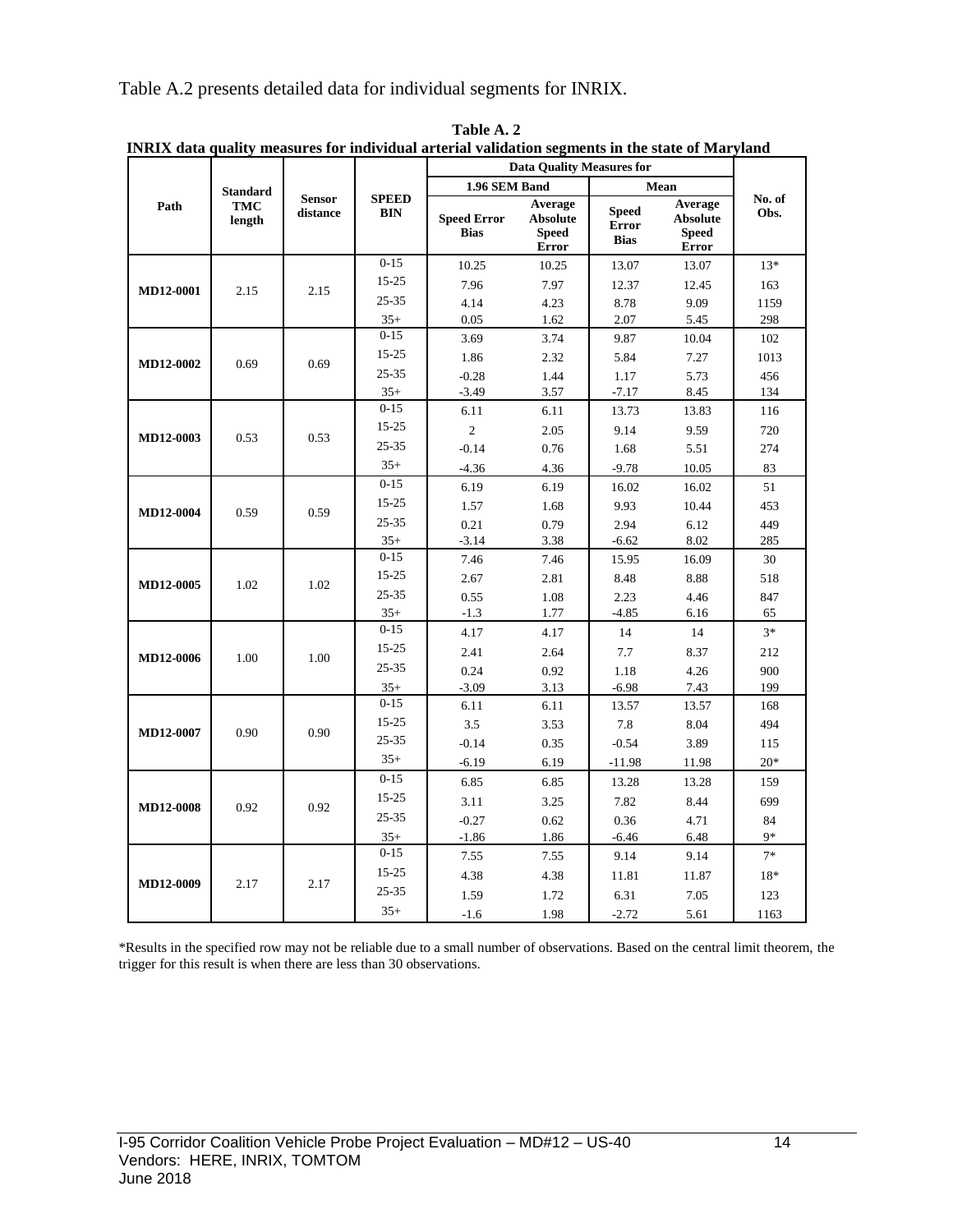Table A.2 presents detailed data for individual segments for INRIX.

**Table A. 2**
**INRIX data quality measures for individual arterial validation segments in the state of Maryland**

| Path | Standard TMC length | Sensor distance | SPEED BIN | Data Quality Measures for | | | | No. of Obs. |
|---|---|---|---|---|---|---|---|---|
| | | | | 1.96 SEM Band | | Mean | | |
| | | | | Speed Error Bias | Average Absolute Speed Error | Speed Error Bias | Average Absolute Speed Error | |
| MD12-0001 | 2.15 | 2.15 | 0-15 | 10.25 | 10.25 | 13.07 | 13.07 | 13* |
| | | | 15-25 | 7.96 | 7.97 | 12.37 | 12.45 | 163 |
| | | | 25-35 | 4.14 | 4.23 | 8.78 | 9.09 | 1159 |
| | | | 35+ | 0.05 | 1.62 | 2.07 | 5.45 | 298 |
| MD12-0002 | 0.69 | 0.69 | 0-15 | 3.69 | 3.74 | 9.87 | 10.04 | 102 |
| | | | 15-25 | 1.86 | 2.32 | 5.84 | 7.27 | 1013 |
| | | | 25-35 | -0.28 | 1.44 | 1.17 | 5.73 | 456 |
| | | | 35+ | -3.49 | 3.57 | -7.17 | 8.45 | 134 |
| MD12-0003 | 0.53 | 0.53 | 0-15 | 6.11 | 6.11 | 13.73 | 13.83 | 116 |
| | | | 15-25 | 2 | 2.05 | 9.14 | 9.59 | 720 |
| | | | 25-35 | -0.14 | 0.76 | 1.68 | 5.51 | 274 |
| | | | 35+ | -4.36 | 4.36 | -9.78 | 10.05 | 83 |
| MD12-0004 | 0.59 | 0.59 | 0-15 | 6.19 | 6.19 | 16.02 | 16.02 | 51 |
| | | | 15-25 | 1.57 | 1.68 | 9.93 | 10.44 | 453 |
| | | | 25-35 | 0.21 | 0.79 | 2.94 | 6.12 | 449 |
| | | | 35+ | -3.14 | 3.38 | -6.62 | 8.02 | 285 |
| MD12-0005 | 1.02 | 1.02 | 0-15 | 7.46 | 7.46 | 15.95 | 16.09 | 30 |
| | | | 15-25 | 2.67 | 2.81 | 8.48 | 8.88 | 518 |
| | | | 25-35 | 0.55 | 1.08 | 2.23 | 4.46 | 847 |
| | | | 35+ | -1.3 | 1.77 | -4.85 | 6.16 | 65 |
| MD12-0006 | 1.00 | 1.00 | 0-15 | 4.17 | 4.17 | 14 | 14 | 3* |
| | | | 15-25 | 2.41 | 2.64 | 7.7 | 8.37 | 212 |
| | | | 25-35 | 0.24 | 0.92 | 1.18 | 4.26 | 900 |
| | | | 35+ | -3.09 | 3.13 | -6.98 | 7.43 | 199 |
| MD12-0007 | 0.90 | 0.90 | 0-15 | 6.11 | 6.11 | 13.57 | 13.57 | 168 |
| | | | 15-25 | 3.5 | 3.53 | 7.8 | 8.04 | 494 |
| | | | 25-35 | -0.14 | 0.35 | -0.54 | 3.89 | 115 |
| | | | 35+ | -6.19 | 6.19 | -11.98 | 11.98 | 20* |
| MD12-0008 | 0.92 | 0.92 | 0-15 | 6.85 | 6.85 | 13.28 | 13.28 | 159 |
| | | | 15-25 | 3.11 | 3.25 | 7.82 | 8.44 | 699 |
| | | | 25-35 | -0.27 | 0.62 | 0.36 | 4.71 | 84 |
| | | | 35+ | -1.86 | 1.86 | -6.46 | 6.48 | 9* |
| MD12-0009 | 2.17 | 2.17 | 0-15 | 7.55 | 7.55 | 9.14 | 9.14 | 7* |
| | | | 15-25 | 4.38 | 4.38 | 11.81 | 11.87 | 18* |
| | | | 25-35 | 1.59 | 1.72 | 6.31 | 7.05 | 123 |
| | | | 35+ | -1.6 | 1.98 | -2.72 | 5.61 | 1163 |

*Results in the specified row may not be reliable due to a small number of observations. Based on the central limit theorem, the trigger for this result is when there are less than 30 observations.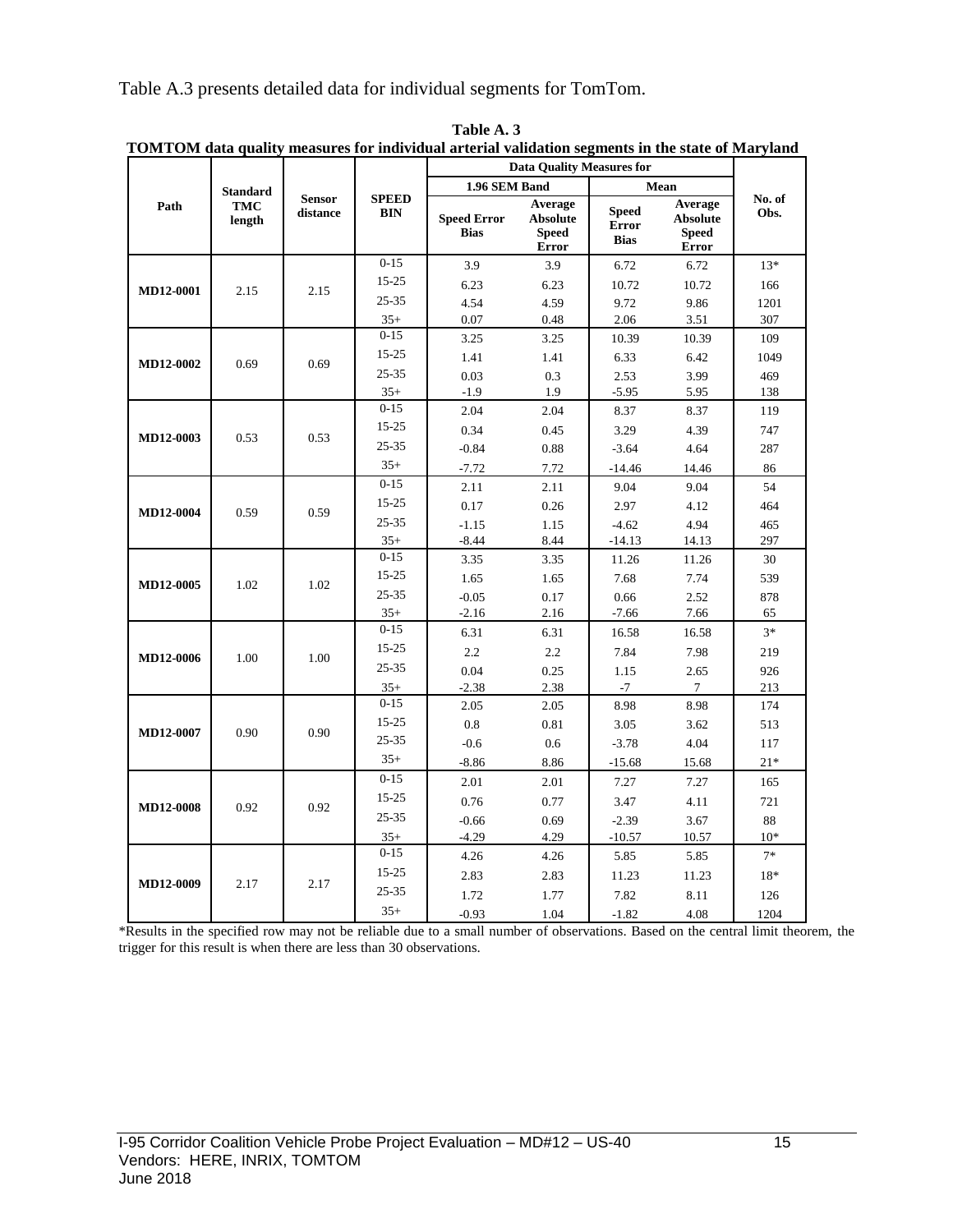Table A.3 presents detailed data for individual segments for TomTom.

**Table A. 3**
**TOMTOM data quality measures for individual arterial validation segments in the state of Maryland**

| Path | Standard TMC length | Sensor distance | SPEED BIN | Data Quality Measures for | | | | No. of Obs. |
|---|---|---|---|---|---|---|---|---|
| | | | | 1.96 SEM Band | | Mean | | |
| | | | | Speed Error Bias | Average Absolute Speed Error | Speed Error Bias | Average Absolute Speed Error | |
| MD12-0001 | 2.15 | 2.15 | 0-15 | 3.9 | 3.9 | 6.72 | 6.72 | 13* |
| | | | 15-25 | 6.23 | 6.23 | 10.72 | 10.72 | 166 |
| | | | 25-35 | 4.54 | 4.59 | 9.72 | 9.86 | 1201 |
| | | | 35+ | 0.07 | 0.48 | 2.06 | 3.51 | 307 |
| MD12-0002 | 0.69 | 0.69 | 0-15 | 3.25 | 3.25 | 10.39 | 10.39 | 109 |
| | | | 15-25 | 1.41 | 1.41 | 6.33 | 6.42 | 1049 |
| | | | 25-35 | 0.03 | 0.3 | 2.53 | 3.99 | 469 |
| | | | 35+ | -1.9 | 1.9 | -5.95 | 5.95 | 138 |
| MD12-0003 | 0.53 | 0.53 | 0-15 | 2.04 | 2.04 | 8.37 | 8.37 | 119 |
| | | | 15-25 | 0.34 | 0.45 | 3.29 | 4.39 | 747 |
| | | | 25-35 | -0.84 | 0.88 | -3.64 | 4.64 | 287 |
| | | | 35+ | -7.72 | 7.72 | -14.46 | 14.46 | 86 |
| MD12-0004 | 0.59 | 0.59 | 0-15 | 2.11 | 2.11 | 9.04 | 9.04 | 54 |
| | | | 15-25 | 0.17 | 0.26 | 2.97 | 4.12 | 464 |
| | | | 25-35 | -1.15 | 1.15 | -4.62 | 4.94 | 465 |
| | | | 35+ | -8.44 | 8.44 | -14.13 | 14.13 | 297 |
| MD12-0005 | 1.02 | 1.02 | 0-15 | 3.35 | 3.35 | 11.26 | 11.26 | 30 |
| | | | 15-25 | 1.65 | 1.65 | 7.68 | 7.74 | 539 |
| | | | 25-35 | -0.05 | 0.17 | 0.66 | 2.52 | 878 |
| | | | 35+ | -2.16 | 2.16 | -7.66 | 7.66 | 65 |
| MD12-0006 | 1.00 | 1.00 | 0-15 | 6.31 | 6.31 | 16.58 | 16.58 | 3* |
| | | | 15-25 | 2.2 | 2.2 | 7.84 | 7.98 | 219 |
| | | | 25-35 | 0.04 | 0.25 | 1.15 | 2.65 | 926 |
| | | | 35+ | -2.38 | 2.38 | -7 | 7 | 213 |
| MD12-0007 | 0.90 | 0.90 | 0-15 | 2.05 | 2.05 | 8.98 | 8.98 | 174 |
| | | | 15-25 | 0.8 | 0.81 | 3.05 | 3.62 | 513 |
| | | | 25-35 | -0.6 | 0.6 | -3.78 | 4.04 | 117 |
| | | | 35+ | -8.86 | 8.86 | -15.68 | 15.68 | 21* |
| MD12-0008 | 0.92 | 0.92 | 0-15 | 2.01 | 2.01 | 7.27 | 7.27 | 165 |
| | | | 15-25 | 0.76 | 0.77 | 3.47 | 4.11 | 721 |
| | | | 25-35 | -0.66 | 0.69 | -2.39 | 3.67 | 88 |
| | | | 35+ | -4.29 | 4.29 | -10.57 | 10.57 | 10* |
| MD12-0009 | 2.17 | 2.17 | 0-15 | 4.26 | 4.26 | 5.85 | 5.85 | 7* |
| | | | 15-25 | 2.83 | 2.83 | 11.23 | 11.23 | 18* |
| | | | 25-35 | 1.72 | 1.77 | 7.82 | 8.11 | 126 |
| | | | 35+ | -0.93 | 1.04 | -1.82 | 4.08 | 1204 |

*Results in the specified row may not be reliable due to a small number of observations. Based on the central limit theorem, the trigger for this result is when there are less than 30 observations.